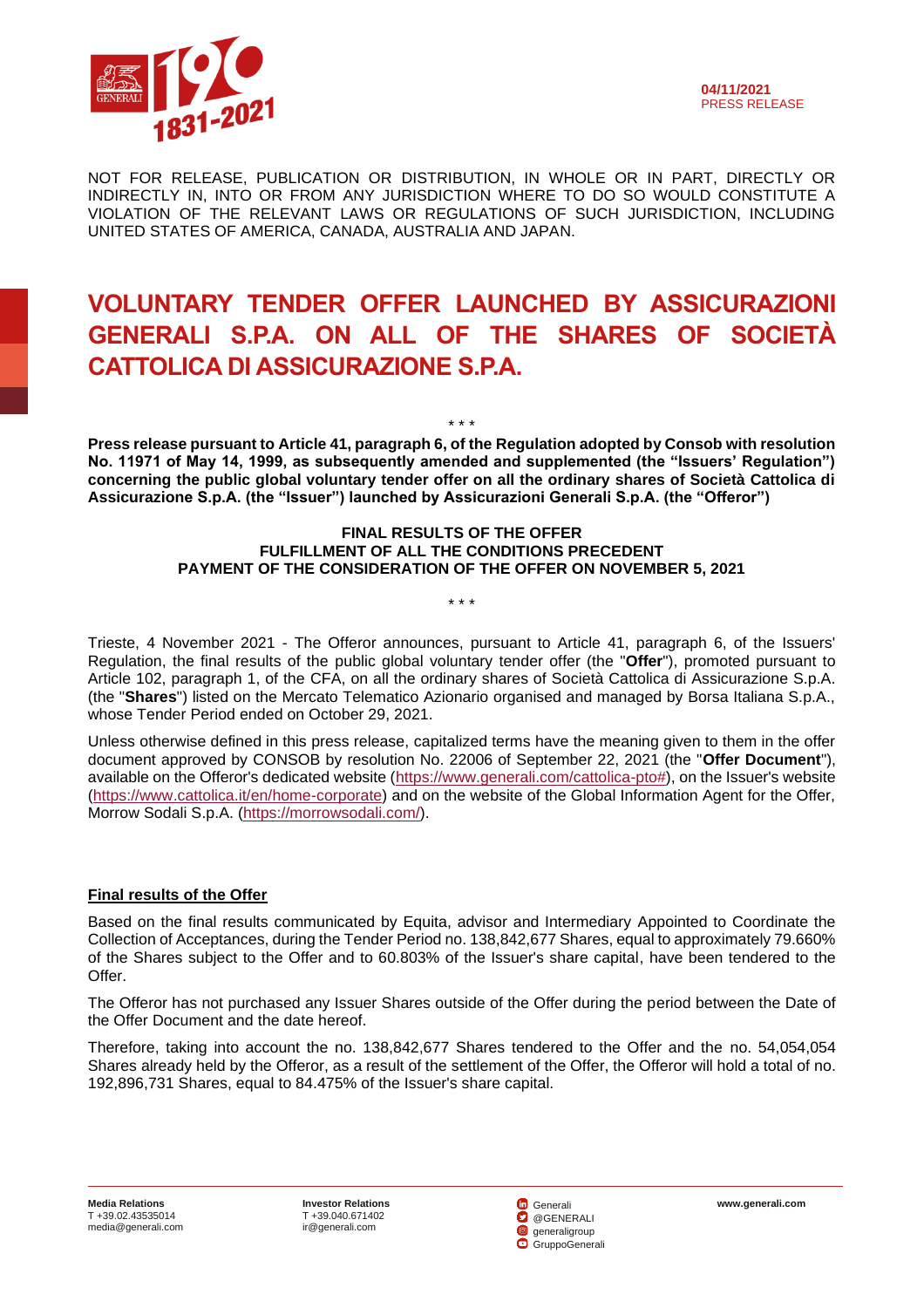**04/11/2021**
PRESS RELEASE

NOT FOR RELEASE, PUBLICATION OR DISTRIBUTION, IN WHOLE OR IN PART, DIRECTLY OR INDIRECTLY IN, INTO OR FROM ANY JURISDICTION WHERE TO DO SO WOULD CONSTITUTE A VIOLATION OF THE RELEVANT LAWS OR REGULATIONS OF SUCH JURISDICTION, INCLUDING UNITED STATES OF AMERICA, CANADA, AUSTRALIA AND JAPAN.

# VOLUNTARY TENDER OFFER LAUNCHED BY ASSICURAZIONI GENERALI S.P.A. ON ALL OF THE SHARES OF SOCIETÀ CATTOLICA DI ASSICURAZIONE S.P.A.

\* \* \*

**Press release pursuant to Article 41, paragraph 6, of the Regulation adopted by Consob with resolution No. 11971 of May 14, 1999, as subsequently amended and supplemented (the "Issuers' Regulation") concerning the public global voluntary tender offer on all the ordinary shares of Società Cattolica di Assicurazione S.p.A. (the "Issuer") launched by Assicurazioni Generali S.p.A. (the "Offeror")**

**FINAL RESULTS OF THE OFFER**
**FULFILLMENT OF ALL THE CONDITIONS PRECEDENT**
**PAYMENT OF THE CONSIDERATION OF THE OFFER ON NOVEMBER 5, 2021**

\* \* \*

Trieste, 4 November 2021 - The Offeror announces, pursuant to Article 41, paragraph 6, of the Issuers' Regulation, the final results of the public global voluntary tender offer (the "**Offer**"), promoted pursuant to Article 102, paragraph 1, of the CFA, on all the ordinary shares of Società Cattolica di Assicurazione S.p.A. (the "**Shares**") listed on the Mercato Telematico Azionario organised and managed by Borsa Italiana S.p.A., whose Tender Period ended on October 29, 2021.

Unless otherwise defined in this press release, capitalized terms have the meaning given to them in the offer document approved by CONSOB by resolution No. 22006 of September 22, 2021 (the "**Offer Document**"), available on the Offeror's dedicated website (https://www.generali.com/cattolica-pto#), on the Issuer's website (https://www.cattolica.it/en/home-corporate) and on the website of the Global Information Agent for the Offer, Morrow Sodali S.p.A. (https://morrowsodali.com/).

**Final results of the Offer**

Based on the final results communicated by Equita, advisor and Intermediary Appointed to Coordinate the Collection of Acceptances, during the Tender Period no. 138,842,677 Shares, equal to approximately 79.660% of the Shares subject to the Offer and to 60.803% of the Issuer's share capital, have been tendered to the Offer.

The Offeror has not purchased any Issuer Shares outside of the Offer during the period between the Date of the Offer Document and the date hereof.

Therefore, taking into account the no. 138,842,677 Shares tendered to the Offer and the no. 54,054,054 Shares already held by the Offeror, as a result of the settlement of the Offer, the Offeror will hold a total of no. 192,896,731 Shares, equal to 84.475% of the Issuer's share capital.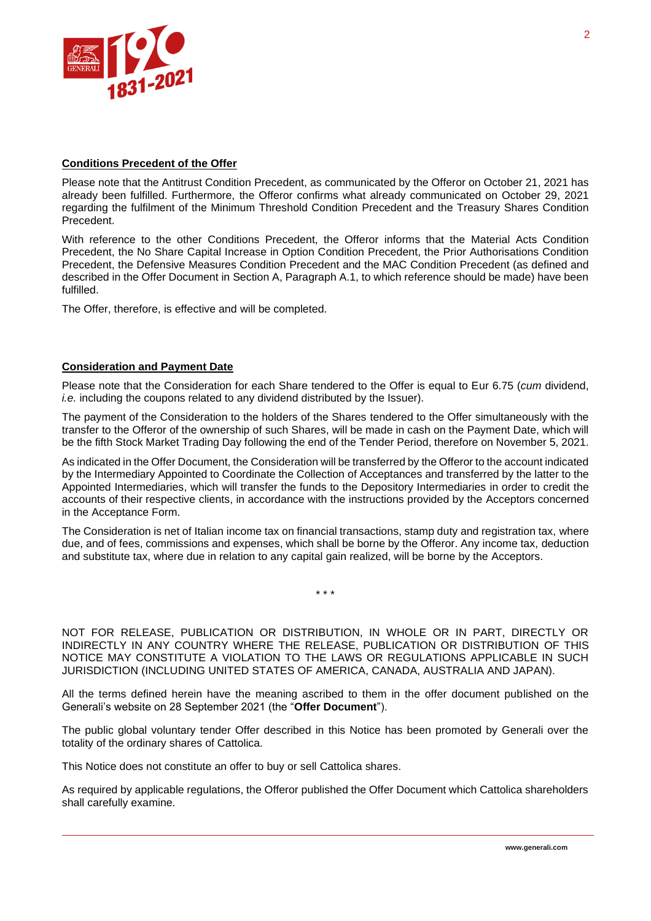**Conditions Precedent of the Offer**

Please note that the Antitrust Condition Precedent, as communicated by the Offeror on October 21, 2021 has already been fulfilled. Furthermore, the Offeror confirms what already communicated on October 29, 2021 regarding the fulfilment of the Minimum Threshold Condition Precedent and the Treasury Shares Condition Precedent.

With reference to the other Conditions Precedent, the Offeror informs that the Material Acts Condition Precedent, the No Share Capital Increase in Option Condition Precedent, the Prior Authorisations Condition Precedent, the Defensive Measures Condition Precedent and the MAC Condition Precedent (as defined and described in the Offer Document in Section A, Paragraph A.1, to which reference should be made) have been fulfilled.

The Offer, therefore, is effective and will be completed.

**Consideration and Payment Date**

Please note that the Consideration for each Share tendered to the Offer is equal to Eur 6.75 (*cum* dividend, *i.e.* including the coupons related to any dividend distributed by the Issuer).

The payment of the Consideration to the holders of the Shares tendered to the Offer simultaneously with the transfer to the Offeror of the ownership of such Shares, will be made in cash on the Payment Date, which will be the fifth Stock Market Trading Day following the end of the Tender Period, therefore on November 5, 2021.

As indicated in the Offer Document, the Consideration will be transferred by the Offeror to the account indicated by the Intermediary Appointed to Coordinate the Collection of Acceptances and transferred by the latter to the Appointed Intermediaries, which will transfer the funds to the Depository Intermediaries in order to credit the accounts of their respective clients, in accordance with the instructions provided by the Acceptors concerned in the Acceptance Form.

The Consideration is net of Italian income tax on financial transactions, stamp duty and registration tax, where due, and of fees, commissions and expenses, which shall be borne by the Offeror. Any income tax, deduction and substitute tax, where due in relation to any capital gain realized, will be borne by the Acceptors.

\* \* \*

NOT FOR RELEASE, PUBLICATION OR DISTRIBUTION, IN WHOLE OR IN PART, DIRECTLY OR INDIRECTLY IN ANY COUNTRY WHERE THE RELEASE, PUBLICATION OR DISTRIBUTION OF THIS NOTICE MAY CONSTITUTE A VIOLATION TO THE LAWS OR REGULATIONS APPLICABLE IN SUCH JURISDICTION (INCLUDING UNITED STATES OF AMERICA, CANADA, AUSTRALIA AND JAPAN).

All the terms defined herein have the meaning ascribed to them in the offer document published on the Generali's website on 28 September 2021 (the "**Offer Document**").

The public global voluntary tender Offer described in this Notice has been promoted by Generali over the totality of the ordinary shares of Cattolica.

This Notice does not constitute an offer to buy or sell Cattolica shares.

As required by applicable regulations, the Offeror published the Offer Document which Cattolica shareholders shall carefully examine.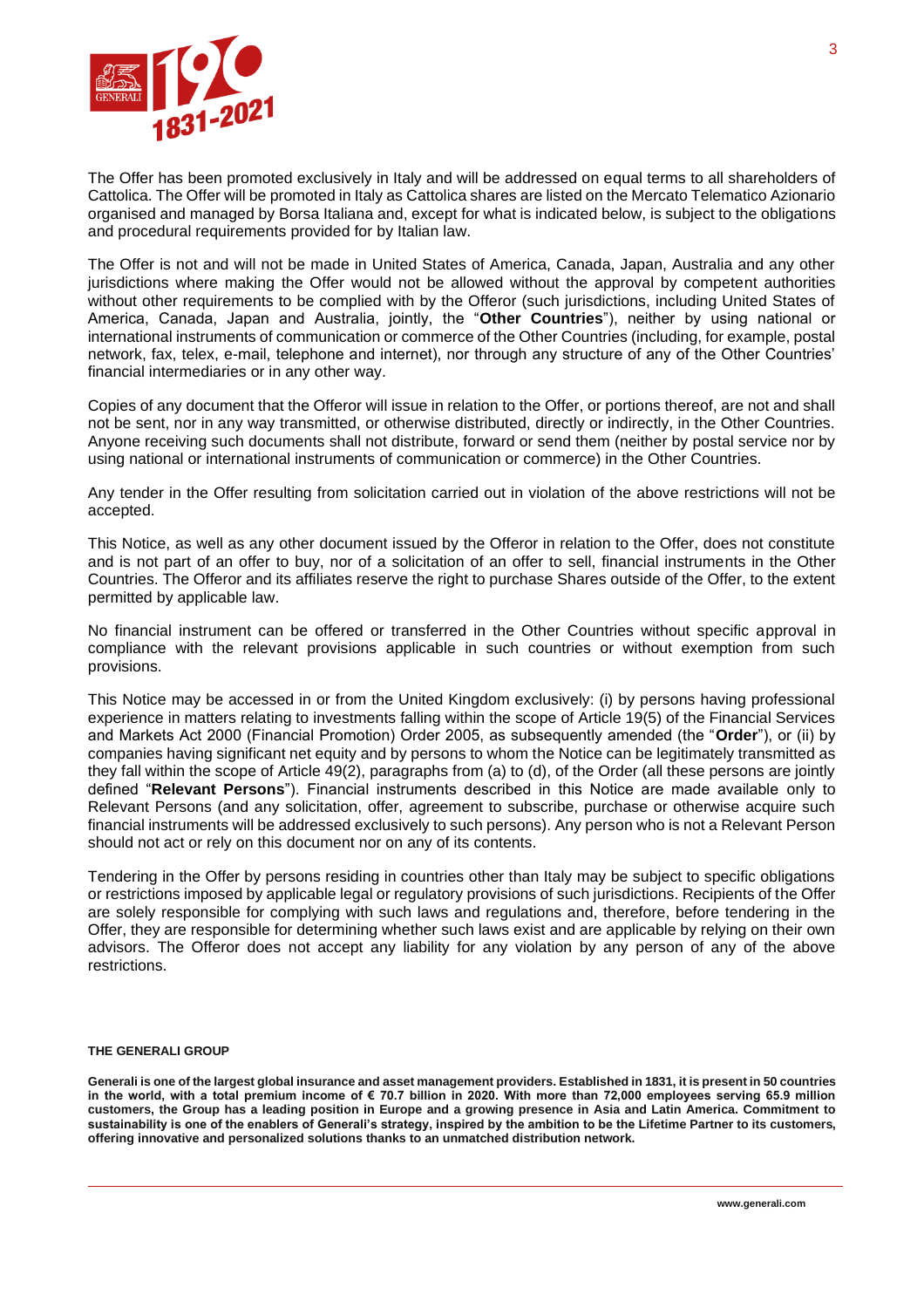The Offer has been promoted exclusively in Italy and will be addressed on equal terms to all shareholders of Cattolica. The Offer will be promoted in Italy as Cattolica shares are listed on the Mercato Telematico Azionario organised and managed by Borsa Italiana and, except for what is indicated below, is subject to the obligations and procedural requirements provided for by Italian law.

The Offer is not and will not be made in United States of America, Canada, Japan, Australia and any other jurisdictions where making the Offer would not be allowed without the approval by competent authorities without other requirements to be complied with by the Offeror (such jurisdictions, including United States of America, Canada, Japan and Australia, jointly, the "**Other Countries**"), neither by using national or international instruments of communication or commerce of the Other Countries (including, for example, postal network, fax, telex, e-mail, telephone and internet), nor through any structure of any of the Other Countries' financial intermediaries or in any other way.

Copies of any document that the Offeror will issue in relation to the Offer, or portions thereof, are not and shall not be sent, nor in any way transmitted, or otherwise distributed, directly or indirectly, in the Other Countries. Anyone receiving such documents shall not distribute, forward or send them (neither by postal service nor by using national or international instruments of communication or commerce) in the Other Countries.

Any tender in the Offer resulting from solicitation carried out in violation of the above restrictions will not be accepted.

This Notice, as well as any other document issued by the Offeror in relation to the Offer, does not constitute and is not part of an offer to buy, nor of a solicitation of an offer to sell, financial instruments in the Other Countries. The Offeror and its affiliates reserve the right to purchase Shares outside of the Offer, to the extent permitted by applicable law.

No financial instrument can be offered or transferred in the Other Countries without specific approval in compliance with the relevant provisions applicable in such countries or without exemption from such provisions.

This Notice may be accessed in or from the United Kingdom exclusively: (i) by persons having professional experience in matters relating to investments falling within the scope of Article 19(5) of the Financial Services and Markets Act 2000 (Financial Promotion) Order 2005, as subsequently amended (the "**Order**"), or (ii) by companies having significant net equity and by persons to whom the Notice can be legitimately transmitted as they fall within the scope of Article 49(2), paragraphs from (a) to (d), of the Order (all these persons are jointly defined "**Relevant Persons**"). Financial instruments described in this Notice are made available only to Relevant Persons (and any solicitation, offer, agreement to subscribe, purchase or otherwise acquire such financial instruments will be addressed exclusively to such persons). Any person who is not a Relevant Person should not act or rely on this document nor on any of its contents.

Tendering in the Offer by persons residing in countries other than Italy may be subject to specific obligations or restrictions imposed by applicable legal or regulatory provisions of such jurisdictions. Recipients of the Offer are solely responsible for complying with such laws and regulations and, therefore, before tendering in the Offer, they are responsible for determining whether such laws exist and are applicable by relying on their own advisors. The Offeror does not accept any liability for any violation by any person of any of the above restrictions.

**THE GENERALI GROUP**

**Generali is one of the largest global insurance and asset management providers. Established in 1831, it is present in 50 countries in the world, with a total premium income of € 70.7 billion in 2020. With more than 72,000 employees serving 65.9 million customers, the Group has a leading position in Europe and a growing presence in Asia and Latin America. Commitment to sustainability is one of the enablers of Generali's strategy, inspired by the ambition to be the Lifetime Partner to its customers, offering innovative and personalized solutions thanks to an unmatched distribution network.**